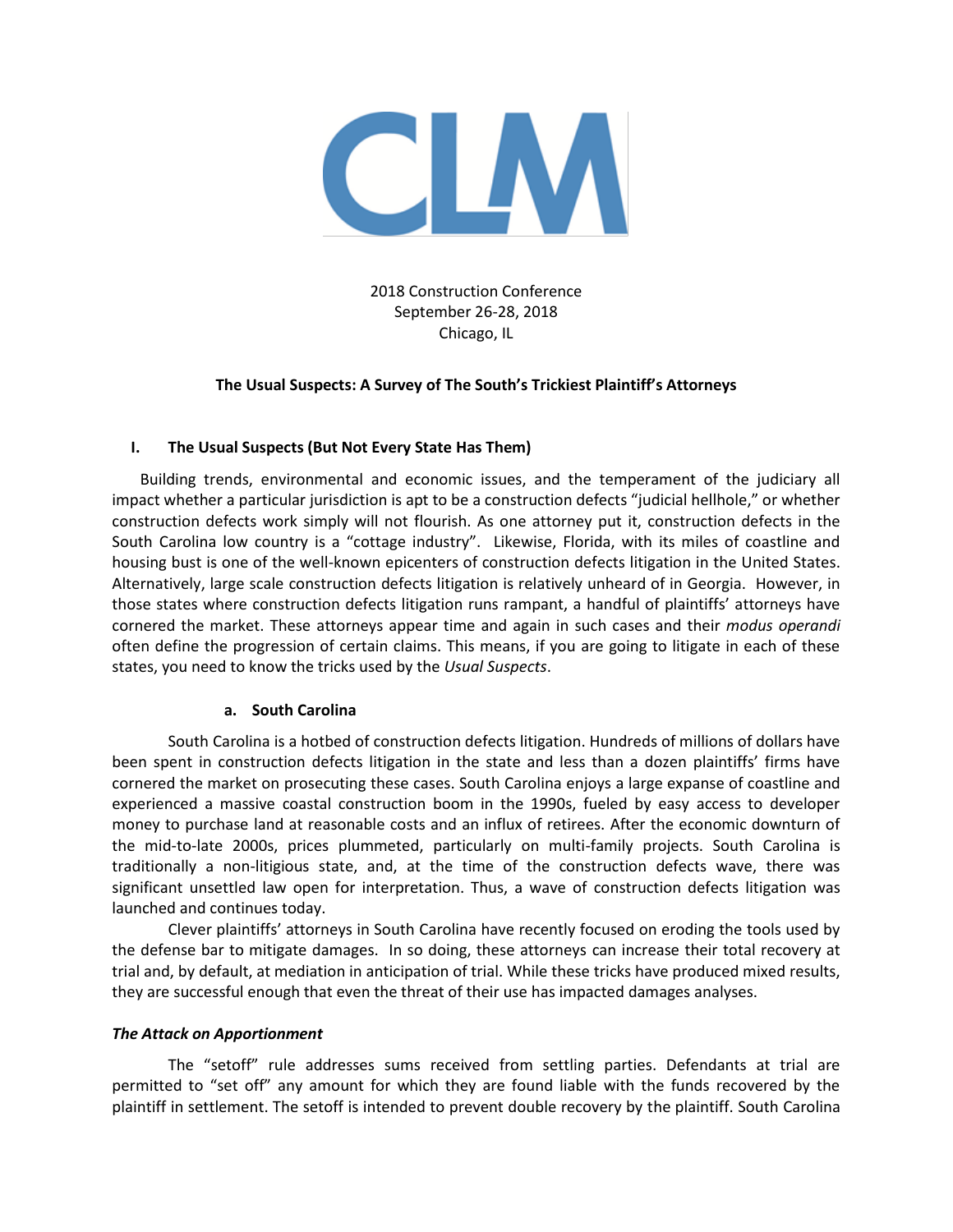CLM

2018 Construction Conference
September 26-28, 2018
Chicago, IL

**The Usual Suspects: A Survey of The South's Trickiest Plaintiff's Attorneys**

## I. The Usual Suspects (But Not Every State Has Them)

Building trends, environmental and economic issues, and the temperament of the judiciary all impact whether a particular jurisdiction is apt to be a construction defects "judicial hellhole," or whether construction defects work simply will not flourish. As one attorney put it, construction defects in the South Carolina low country is a "cottage industry". Likewise, Florida, with its miles of coastline and housing bust is one of the well-known epicenters of construction defects litigation in the United States. Alternatively, large scale construction defects litigation is relatively unheard of in Georgia. However, in those states where construction defects litigation runs rampant, a handful of plaintiffs' attorneys have cornered the market. These attorneys appear time and again in such cases and their *modus operandi* often define the progression of certain claims. This means, if you are going to litigate in each of these states, you need to know the tricks used by the *Usual Suspects*.

### a. South Carolina

South Carolina is a hotbed of construction defects litigation. Hundreds of millions of dollars have been spent in construction defects litigation in the state and less than a dozen plaintiffs' firms have cornered the market on prosecuting these cases. South Carolina enjoys a large expanse of coastline and experienced a massive coastal construction boom in the 1990s, fueled by easy access to developer money to purchase land at reasonable costs and an influx of retirees. After the economic downturn of the mid-to-late 2000s, prices plummeted, particularly on multi-family projects. South Carolina is traditionally a non-litigious state, and, at the time of the construction defects wave, there was significant unsettled law open for interpretation. Thus, a wave of construction defects litigation was launched and continues today.

Clever plaintiffs' attorneys in South Carolina have recently focused on eroding the tools used by the defense bar to mitigate damages. In so doing, these attorneys can increase their total recovery at trial and, by default, at mediation in anticipation of trial. While these tricks have produced mixed results, they are successful enough that even the threat of their use has impacted damages analyses.

***The Attack on Apportionment***

The "setoff" rule addresses sums received from settling parties. Defendants at trial are permitted to "set off" any amount for which they are found liable with the funds recovered by the plaintiff in settlement. The setoff is intended to prevent double recovery by the plaintiff. South Carolina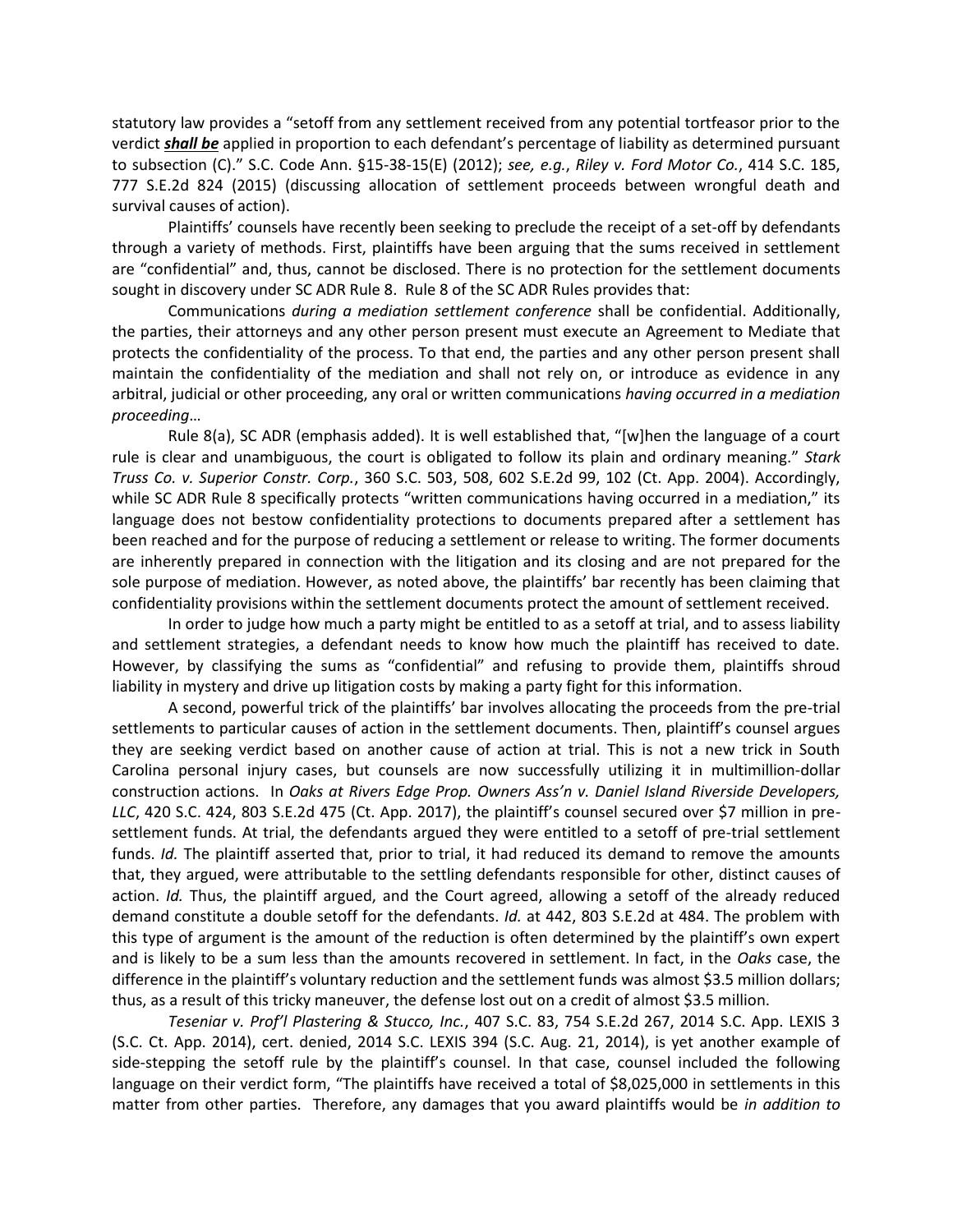statutory law provides a "setoff from any settlement received from any potential tortfeasor prior to the verdict ***shall be*** applied in proportion to each defendant's percentage of liability as determined pursuant to subsection (C)." S.C. Code Ann. §15-38-15(E) (2012); *see, e.g.*, *Riley v. Ford Motor Co.*, 414 S.C. 185, 777 S.E.2d 824 (2015) (discussing allocation of settlement proceeds between wrongful death and survival causes of action).

Plaintiffs' counsels have recently been seeking to preclude the receipt of a set-off by defendants through a variety of methods. First, plaintiffs have been arguing that the sums received in settlement are "confidential" and, thus, cannot be disclosed. There is no protection for the settlement documents sought in discovery under SC ADR Rule 8. Rule 8 of the SC ADR Rules provides that:

Communications *during a mediation settlement conference* shall be confidential. Additionally, the parties, their attorneys and any other person present must execute an Agreement to Mediate that protects the confidentiality of the process. To that end, the parties and any other person present shall maintain the confidentiality of the mediation and shall not rely on, or introduce as evidence in any arbitral, judicial or other proceeding, any oral or written communications *having occurred in a mediation proceeding*…

Rule 8(a), SC ADR (emphasis added). It is well established that, "[w]hen the language of a court rule is clear and unambiguous, the court is obligated to follow its plain and ordinary meaning." *Stark Truss Co. v. Superior Constr. Corp.*, 360 S.C. 503, 508, 602 S.E.2d 99, 102 (Ct. App. 2004). Accordingly, while SC ADR Rule 8 specifically protects "written communications having occurred in a mediation," its language does not bestow confidentiality protections to documents prepared after a settlement has been reached and for the purpose of reducing a settlement or release to writing. The former documents are inherently prepared in connection with the litigation and its closing and are not prepared for the sole purpose of mediation. However, as noted above, the plaintiffs' bar recently has been claiming that confidentiality provisions within the settlement documents protect the amount of settlement received.

In order to judge how much a party might be entitled to as a setoff at trial, and to assess liability and settlement strategies, a defendant needs to know how much the plaintiff has received to date. However, by classifying the sums as "confidential" and refusing to provide them, plaintiffs shroud liability in mystery and drive up litigation costs by making a party fight for this information.

A second, powerful trick of the plaintiffs' bar involves allocating the proceeds from the pre-trial settlements to particular causes of action in the settlement documents. Then, plaintiff's counsel argues they are seeking verdict based on another cause of action at trial. This is not a new trick in South Carolina personal injury cases, but counsels are now successfully utilizing it in multimillion-dollar construction actions. In *Oaks at Rivers Edge Prop. Owners Ass'n v. Daniel Island Riverside Developers, LLC*, 420 S.C. 424, 803 S.E.2d 475 (Ct. App. 2017), the plaintiff's counsel secured over $7 million in pre-settlement funds. At trial, the defendants argued they were entitled to a setoff of pre-trial settlement funds. *Id.* The plaintiff asserted that, prior to trial, it had reduced its demand to remove the amounts that, they argued, were attributable to the settling defendants responsible for other, distinct causes of action. *Id.* Thus, the plaintiff argued, and the Court agreed, allowing a setoff of the already reduced demand constitute a double setoff for the defendants. *Id.* at 442, 803 S.E.2d at 484. The problem with this type of argument is the amount of the reduction is often determined by the plaintiff's own expert and is likely to be a sum less than the amounts recovered in settlement. In fact, in the *Oaks* case, the difference in the plaintiff's voluntary reduction and the settlement funds was almost $3.5 million dollars; thus, as a result of this tricky maneuver, the defense lost out on a credit of almost $3.5 million.

*Teseniar v. Prof'l Plastering & Stucco, Inc.*, 407 S.C. 83, 754 S.E.2d 267, 2014 S.C. App. LEXIS 3 (S.C. Ct. App. 2014), cert. denied, 2014 S.C. LEXIS 394 (S.C. Aug. 21, 2014), is yet another example of side-stepping the setoff rule by the plaintiff's counsel. In that case, counsel included the following language on their verdict form, "The plaintiffs have received a total of $8,025,000 in settlements in this matter from other parties. Therefore, any damages that you award plaintiffs would be *in addition to*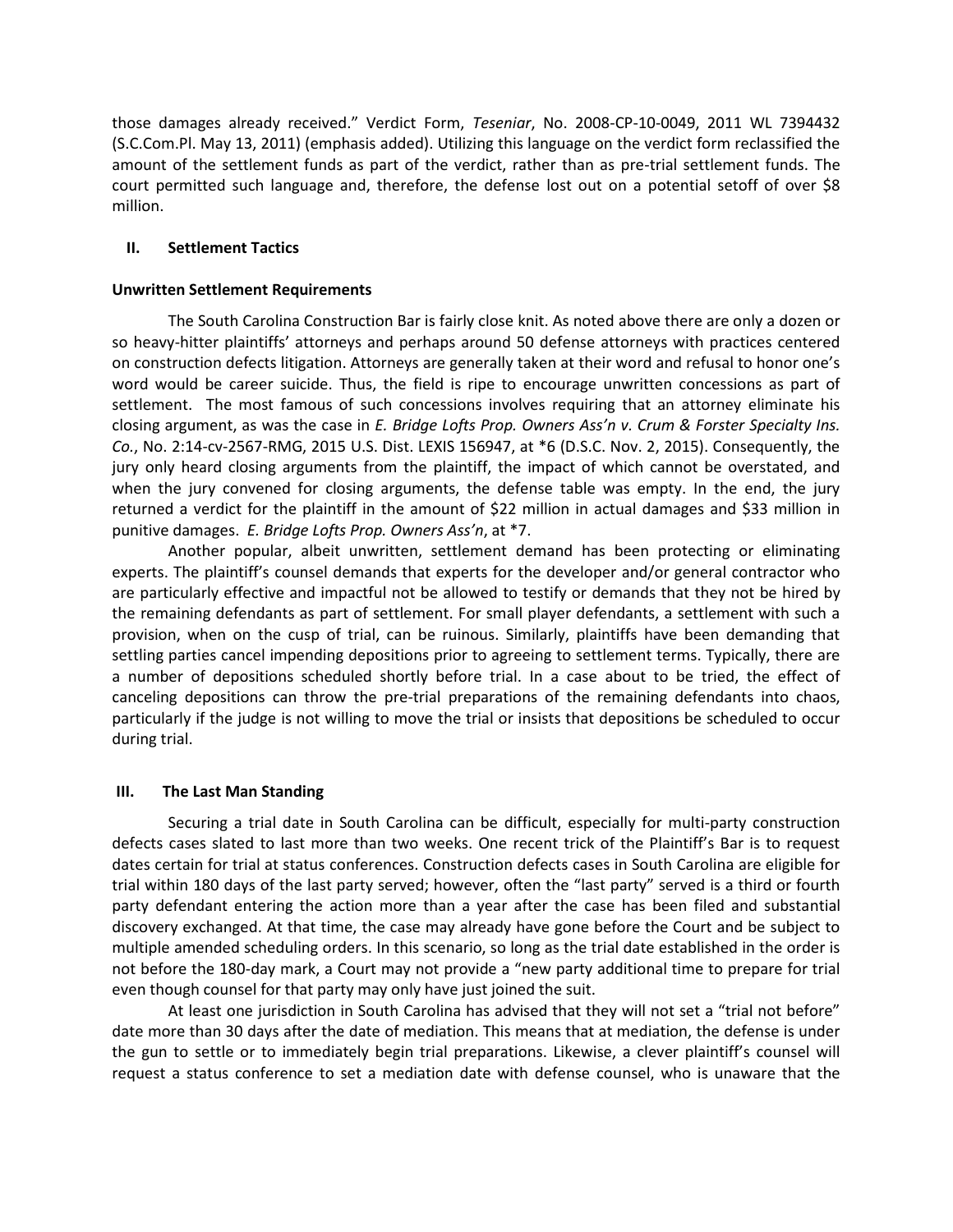those damages already received." Verdict Form, *Teseniar*, No. 2008-CP-10-0049, 2011 WL 7394432 (S.C.Com.Pl. May 13, 2011) (emphasis added). Utilizing this language on the verdict form reclassified the amount of the settlement funds as part of the verdict, rather than as pre-trial settlement funds. The court permitted such language and, therefore, the defense lost out on a potential setoff of over $8 million.

## II. Settlement Tactics

**Unwritten Settlement Requirements**

The South Carolina Construction Bar is fairly close knit. As noted above there are only a dozen or so heavy-hitter plaintiffs' attorneys and perhaps around 50 defense attorneys with practices centered on construction defects litigation. Attorneys are generally taken at their word and refusal to honor one's word would be career suicide. Thus, the field is ripe to encourage unwritten concessions as part of settlement. The most famous of such concessions involves requiring that an attorney eliminate his closing argument, as was the case in *E. Bridge Lofts Prop. Owners Ass'n v. Crum & Forster Specialty Ins. Co.*, No. 2:14-cv-2567-RMG, 2015 U.S. Dist. LEXIS 156947, at *6 (D.S.C. Nov. 2, 2015). Consequently, the jury only heard closing arguments from the plaintiff, the impact of which cannot be overstated, and when the jury convened for closing arguments, the defense table was empty. In the end, the jury returned a verdict for the plaintiff in the amount of $22 million in actual damages and $33 million in punitive damages. *E. Bridge Lofts Prop. Owners Ass'n*, at *7.

Another popular, albeit unwritten, settlement demand has been protecting or eliminating experts. The plaintiff's counsel demands that experts for the developer and/or general contractor who are particularly effective and impactful not be allowed to testify or demands that they not be hired by the remaining defendants as part of settlement. For small player defendants, a settlement with such a provision, when on the cusp of trial, can be ruinous. Similarly, plaintiffs have been demanding that settling parties cancel impending depositions prior to agreeing to settlement terms. Typically, there are a number of depositions scheduled shortly before trial. In a case about to be tried, the effect of canceling depositions can throw the pre-trial preparations of the remaining defendants into chaos, particularly if the judge is not willing to move the trial or insists that depositions be scheduled to occur during trial.

## III. The Last Man Standing

Securing a trial date in South Carolina can be difficult, especially for multi-party construction defects cases slated to last more than two weeks. One recent trick of the Plaintiff's Bar is to request dates certain for trial at status conferences. Construction defects cases in South Carolina are eligible for trial within 180 days of the last party served; however, often the "last party" served is a third or fourth party defendant entering the action more than a year after the case has been filed and substantial discovery exchanged. At that time, the case may already have gone before the Court and be subject to multiple amended scheduling orders. In this scenario, so long as the trial date established in the order is not before the 180-day mark, a Court may not provide a "new party additional time to prepare for trial even though counsel for that party may only have just joined the suit.

At least one jurisdiction in South Carolina has advised that they will not set a "trial not before" date more than 30 days after the date of mediation. This means that at mediation, the defense is under the gun to settle or to immediately begin trial preparations. Likewise, a clever plaintiff's counsel will request a status conference to set a mediation date with defense counsel, who is unaware that the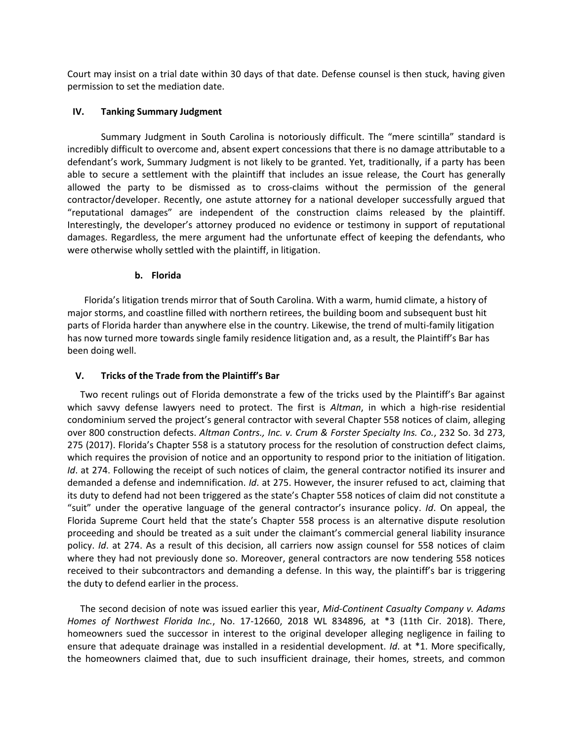Court may insist on a trial date within 30 days of that date. Defense counsel is then stuck, having given permission to set the mediation date.

## IV. Tanking Summary Judgment

Summary Judgment in South Carolina is notoriously difficult. The "mere scintilla" standard is incredibly difficult to overcome and, absent expert concessions that there is no damage attributable to a defendant's work, Summary Judgment is not likely to be granted. Yet, traditionally, if a party has been able to secure a settlement with the plaintiff that includes an issue release, the Court has generally allowed the party to be dismissed as to cross-claims without the permission of the general contractor/developer. Recently, one astute attorney for a national developer successfully argued that "reputational damages" are independent of the construction claims released by the plaintiff. Interestingly, the developer's attorney produced no evidence or testimony in support of reputational damages. Regardless, the mere argument had the unfortunate effect of keeping the defendants, who were otherwise wholly settled with the plaintiff, in litigation.

### b. Florida

Florida's litigation trends mirror that of South Carolina. With a warm, humid climate, a history of major storms, and coastline filled with northern retirees, the building boom and subsequent bust hit parts of Florida harder than anywhere else in the country. Likewise, the trend of multi-family litigation has now turned more towards single family residence litigation and, as a result, the Plaintiff's Bar has been doing well.

## V. Tricks of the Trade from the Plaintiff's Bar

Two recent rulings out of Florida demonstrate a few of the tricks used by the Plaintiff's Bar against which savvy defense lawyers need to protect. The first is *Altman*, in which a high-rise residential condominium served the project's general contractor with several Chapter 558 notices of claim, alleging over 800 construction defects. *Altman Contrs., Inc. v. Crum & Forster Specialty Ins. Co.*, 232 So. 3d 273, 275 (2017). Florida's Chapter 558 is a statutory process for the resolution of construction defect claims, which requires the provision of notice and an opportunity to respond prior to the initiation of litigation. *Id*. at 274. Following the receipt of such notices of claim, the general contractor notified its insurer and demanded a defense and indemnification. *Id*. at 275. However, the insurer refused to act, claiming that its duty to defend had not been triggered as the state's Chapter 558 notices of claim did not constitute a "suit" under the operative language of the general contractor's insurance policy. *Id*. On appeal, the Florida Supreme Court held that the state's Chapter 558 process is an alternative dispute resolution proceeding and should be treated as a suit under the claimant's commercial general liability insurance policy. *Id*. at 274. As a result of this decision, all carriers now assign counsel for 558 notices of claim where they had not previously done so. Moreover, general contractors are now tendering 558 notices received to their subcontractors and demanding a defense. In this way, the plaintiff's bar is triggering the duty to defend earlier in the process.

The second decision of note was issued earlier this year, *Mid-Continent Casualty Company v. Adams Homes of Northwest Florida Inc.*, No. 17-12660, 2018 WL 834896, at *3 (11th Cir. 2018). There, homeowners sued the successor in interest to the original developer alleging negligence in failing to ensure that adequate drainage was installed in a residential development. *Id*. at *1. More specifically, the homeowners claimed that, due to such insufficient drainage, their homes, streets, and common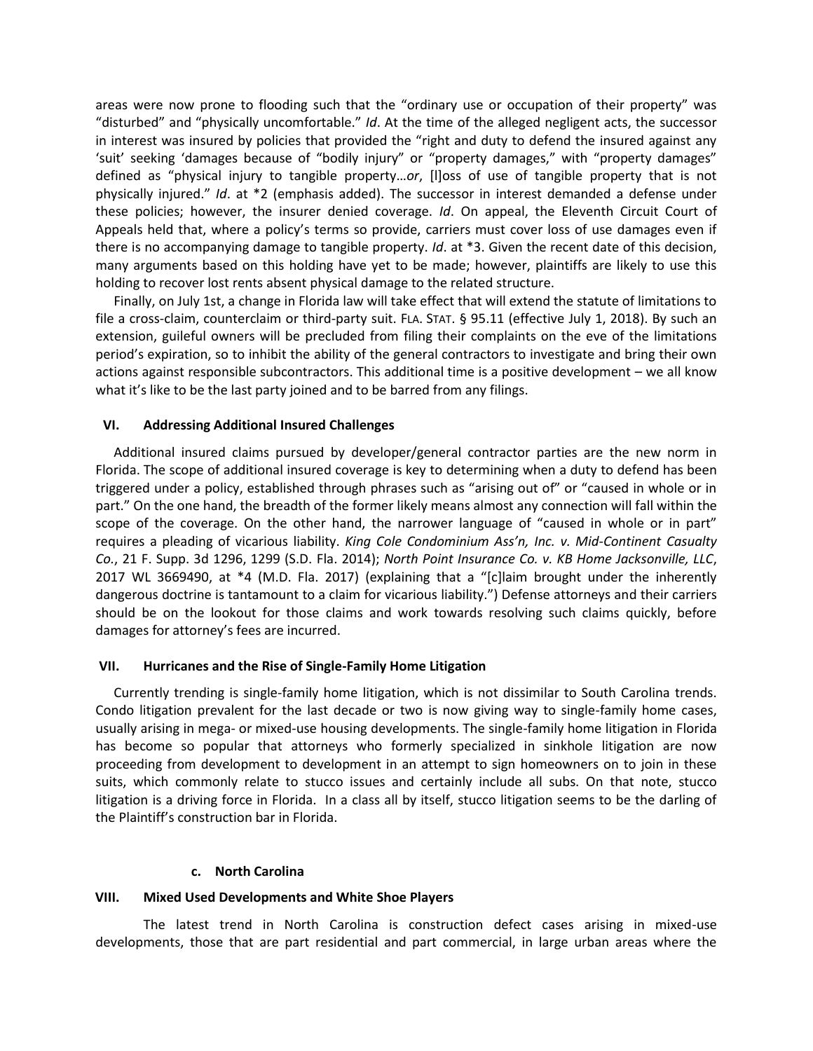areas were now prone to flooding such that the "ordinary use or occupation of their property" was "disturbed" and "physically uncomfortable." *Id*. At the time of the alleged negligent acts, the successor in interest was insured by policies that provided the "right and duty to defend the insured against any 'suit' seeking 'damages because of "bodily injury" or "property damages," with "property damages" defined as "physical injury to tangible property…*or*, [l]oss of use of tangible property that is not physically injured." *Id*. at *2 (emphasis added). The successor in interest demanded a defense under these policies; however, the insurer denied coverage. *Id*. On appeal, the Eleventh Circuit Court of Appeals held that, where a policy's terms so provide, carriers must cover loss of use damages even if there is no accompanying damage to tangible property. *Id*. at *3. Given the recent date of this decision, many arguments based on this holding have yet to be made; however, plaintiffs are likely to use this holding to recover lost rents absent physical damage to the related structure.

Finally, on July 1st, a change in Florida law will take effect that will extend the statute of limitations to file a cross-claim, counterclaim or third-party suit. FLA. STAT. § 95.11 (effective July 1, 2018). By such an extension, guileful owners will be precluded from filing their complaints on the eve of the limitations period's expiration, so to inhibit the ability of the general contractors to investigate and bring their own actions against responsible subcontractors. This additional time is a positive development – we all know what it's like to be the last party joined and to be barred from any filings.

## VI. Addressing Additional Insured Challenges

Additional insured claims pursued by developer/general contractor parties are the new norm in Florida. The scope of additional insured coverage is key to determining when a duty to defend has been triggered under a policy, established through phrases such as "arising out of" or "caused in whole or in part." On the one hand, the breadth of the former likely means almost any connection will fall within the scope of the coverage. On the other hand, the narrower language of "caused in whole or in part" requires a pleading of vicarious liability. *King Cole Condominium Ass'n, Inc. v. Mid-Continent Casualty Co.*, 21 F. Supp. 3d 1296, 1299 (S.D. Fla. 2014); *North Point Insurance Co. v. KB Home Jacksonville, LLC*, 2017 WL 3669490, at *4 (M.D. Fla. 2017) (explaining that a "[c]laim brought under the inherently dangerous doctrine is tantamount to a claim for vicarious liability.") Defense attorneys and their carriers should be on the lookout for those claims and work towards resolving such claims quickly, before damages for attorney's fees are incurred.

## VII. Hurricanes and the Rise of Single-Family Home Litigation

Currently trending is single-family home litigation, which is not dissimilar to South Carolina trends. Condo litigation prevalent for the last decade or two is now giving way to single-family home cases, usually arising in mega- or mixed-use housing developments. The single-family home litigation in Florida has become so popular that attorneys who formerly specialized in sinkhole litigation are now proceeding from development to development in an attempt to sign homeowners on to join in these suits, which commonly relate to stucco issues and certainly include all subs. On that note, stucco litigation is a driving force in Florida. In a class all by itself, stucco litigation seems to be the darling of the Plaintiff's construction bar in Florida.

### c. North Carolina

## VIII. Mixed Used Developments and White Shoe Players

The latest trend in North Carolina is construction defect cases arising in mixed-use developments, those that are part residential and part commercial, in large urban areas where the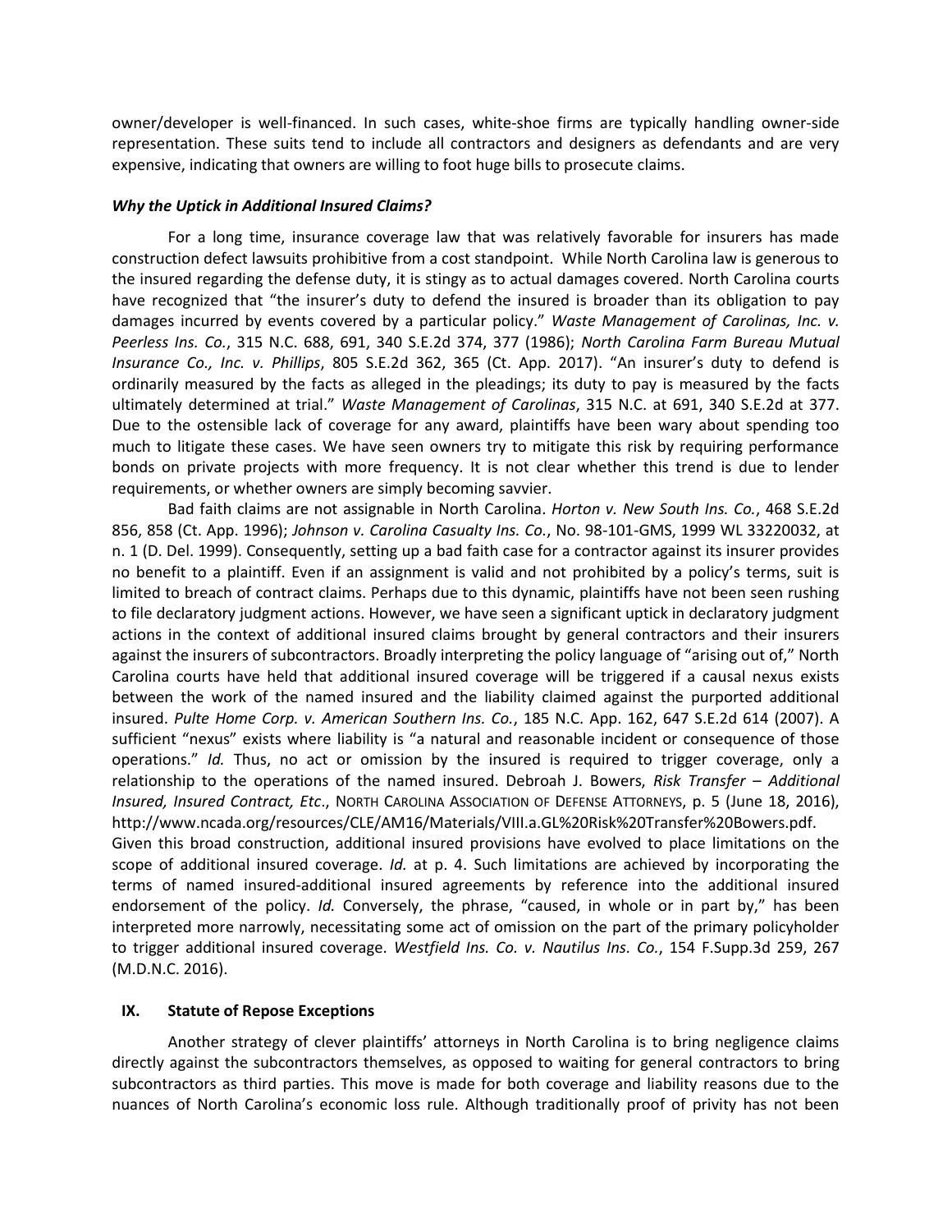owner/developer is well-financed. In such cases, white-shoe firms are typically handling owner-side representation. These suits tend to include all contractors and designers as defendants and are very expensive, indicating that owners are willing to foot huge bills to prosecute claims.

***Why the Uptick in Additional Insured Claims?***

For a long time, insurance coverage law that was relatively favorable for insurers has made construction defect lawsuits prohibitive from a cost standpoint. While North Carolina law is generous to the insured regarding the defense duty, it is stingy as to actual damages covered. North Carolina courts have recognized that "the insurer's duty to defend the insured is broader than its obligation to pay damages incurred by events covered by a particular policy." *Waste Management of Carolinas, Inc. v. Peerless Ins. Co.*, 315 N.C. 688, 691, 340 S.E.2d 374, 377 (1986); *North Carolina Farm Bureau Mutual Insurance Co., Inc. v. Phillips*, 805 S.E.2d 362, 365 (Ct. App. 2017). "An insurer's duty to defend is ordinarily measured by the facts as alleged in the pleadings; its duty to pay is measured by the facts ultimately determined at trial." *Waste Management of Carolinas*, 315 N.C. at 691, 340 S.E.2d at 377. Due to the ostensible lack of coverage for any award, plaintiffs have been wary about spending too much to litigate these cases. We have seen owners try to mitigate this risk by requiring performance bonds on private projects with more frequency. It is not clear whether this trend is due to lender requirements, or whether owners are simply becoming savvier.

Bad faith claims are not assignable in North Carolina. *Horton v. New South Ins. Co.*, 468 S.E.2d 856, 858 (Ct. App. 1996); *Johnson v. Carolina Casualty Ins. Co.*, No. 98-101-GMS, 1999 WL 33220032, at n. 1 (D. Del. 1999). Consequently, setting up a bad faith case for a contractor against its insurer provides no benefit to a plaintiff. Even if an assignment is valid and not prohibited by a policy's terms, suit is limited to breach of contract claims. Perhaps due to this dynamic, plaintiffs have not been seen rushing to file declaratory judgment actions. However, we have seen a significant uptick in declaratory judgment actions in the context of additional insured claims brought by general contractors and their insurers against the insurers of subcontractors. Broadly interpreting the policy language of "arising out of," North Carolina courts have held that additional insured coverage will be triggered if a causal nexus exists between the work of the named insured and the liability claimed against the purported additional insured. *Pulte Home Corp. v. American Southern Ins. Co.*, 185 N.C. App. 162, 647 S.E.2d 614 (2007). A sufficient "nexus" exists where liability is "a natural and reasonable incident or consequence of those operations." *Id.* Thus, no act or omission by the insured is required to trigger coverage, only a relationship to the operations of the named insured. Debroah J. Bowers, *Risk Transfer – Additional Insured, Insured Contract, Etc*., NORTH CAROLINA ASSOCIATION OF DEFENSE ATTORNEYS, p. 5 (June 18, 2016), http://www.ncada.org/resources/CLE/AM16/Materials/VIII.a.GL%20Risk%20Transfer%20Bowers.pdf.
Given this broad construction, additional insured provisions have evolved to place limitations on the scope of additional insured coverage. *Id.* at p. 4. Such limitations are achieved by incorporating the terms of named insured-additional insured agreements by reference into the additional insured endorsement of the policy. *Id.* Conversely, the phrase, "caused, in whole or in part by," has been interpreted more narrowly, necessitating some act of omission on the part of the primary policyholder to trigger additional insured coverage. *Westfield Ins. Co. v. Nautilus Ins. Co.*, 154 F.Supp.3d 259, 267 (M.D.N.C. 2016).

## IX. Statute of Repose Exceptions

Another strategy of clever plaintiffs' attorneys in North Carolina is to bring negligence claims directly against the subcontractors themselves, as opposed to waiting for general contractors to bring subcontractors as third parties. This move is made for both coverage and liability reasons due to the nuances of North Carolina's economic loss rule. Although traditionally proof of privity has not been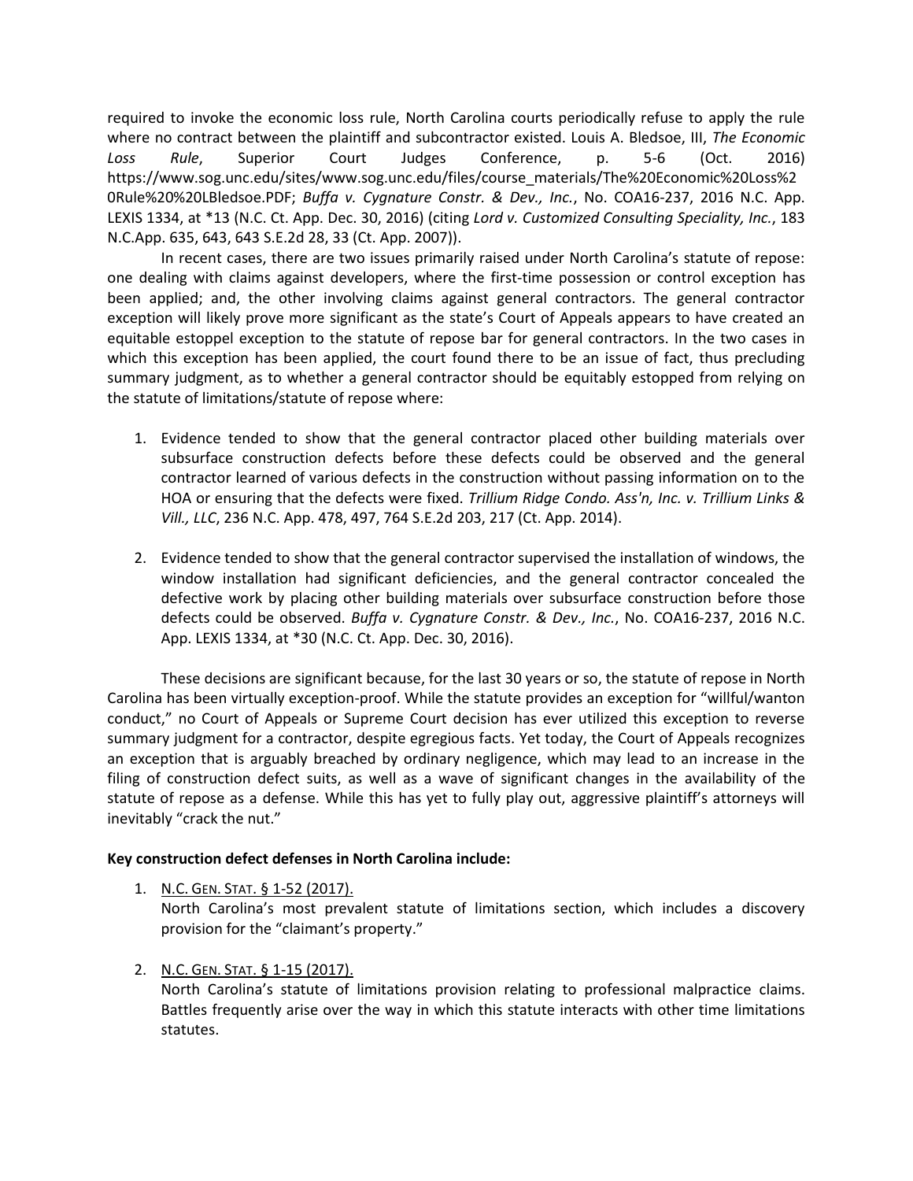required to invoke the economic loss rule, North Carolina courts periodically refuse to apply the rule where no contract between the plaintiff and subcontractor existed. Louis A. Bledsoe, III, *The Economic Loss Rule*, Superior Court Judges Conference, p. 5-6 (Oct. 2016) https://www.sog.unc.edu/sites/www.sog.unc.edu/files/course_materials/The%20Economic%20Loss%20Rule%20%20LBledsoe.PDF; *Buffa v. Cygnature Constr. & Dev., Inc.*, No. COA16-237, 2016 N.C. App. LEXIS 1334, at *13 (N.C. Ct. App. Dec. 30, 2016) (citing *Lord v. Customized Consulting Speciality, Inc.*, 183 N.C.App. 635, 643, 643 S.E.2d 28, 33 (Ct. App. 2007)).

In recent cases, there are two issues primarily raised under North Carolina's statute of repose: one dealing with claims against developers, where the first-time possession or control exception has been applied; and, the other involving claims against general contractors. The general contractor exception will likely prove more significant as the state's Court of Appeals appears to have created an equitable estoppel exception to the statute of repose bar for general contractors. In the two cases in which this exception has been applied, the court found there to be an issue of fact, thus precluding summary judgment, as to whether a general contractor should be equitably estopped from relying on the statute of limitations/statute of repose where:

1. Evidence tended to show that the general contractor placed other building materials over subsurface construction defects before these defects could be observed and the general contractor learned of various defects in the construction without passing information on to the HOA or ensuring that the defects were fixed. *Trillium Ridge Condo. Ass'n, Inc. v. Trillium Links & Vill., LLC*, 236 N.C. App. 478, 497, 764 S.E.2d 203, 217 (Ct. App. 2014).

2. Evidence tended to show that the general contractor supervised the installation of windows, the window installation had significant deficiencies, and the general contractor concealed the defective work by placing other building materials over subsurface construction before those defects could be observed. *Buffa v. Cygnature Constr. & Dev., Inc.*, No. COA16-237, 2016 N.C. App. LEXIS 1334, at *30 (N.C. Ct. App. Dec. 30, 2016).

These decisions are significant because, for the last 30 years or so, the statute of repose in North Carolina has been virtually exception-proof. While the statute provides an exception for "willful/wanton conduct," no Court of Appeals or Supreme Court decision has ever utilized this exception to reverse summary judgment for a contractor, despite egregious facts. Yet today, the Court of Appeals recognizes an exception that is arguably breached by ordinary negligence, which may lead to an increase in the filing of construction defect suits, as well as a wave of significant changes in the availability of the statute of repose as a defense. While this has yet to fully play out, aggressive plaintiff's attorneys will inevitably "crack the nut."

**Key construction defect defenses in North Carolina include:**

1. N.C. GEN. STAT. § 1-52 (2017).
   North Carolina's most prevalent statute of limitations section, which includes a discovery provision for the "claimant's property."

2. N.C. GEN. STAT. § 1-15 (2017).
   North Carolina's statute of limitations provision relating to professional malpractice claims. Battles frequently arise over the way in which this statute interacts with other time limitations statutes.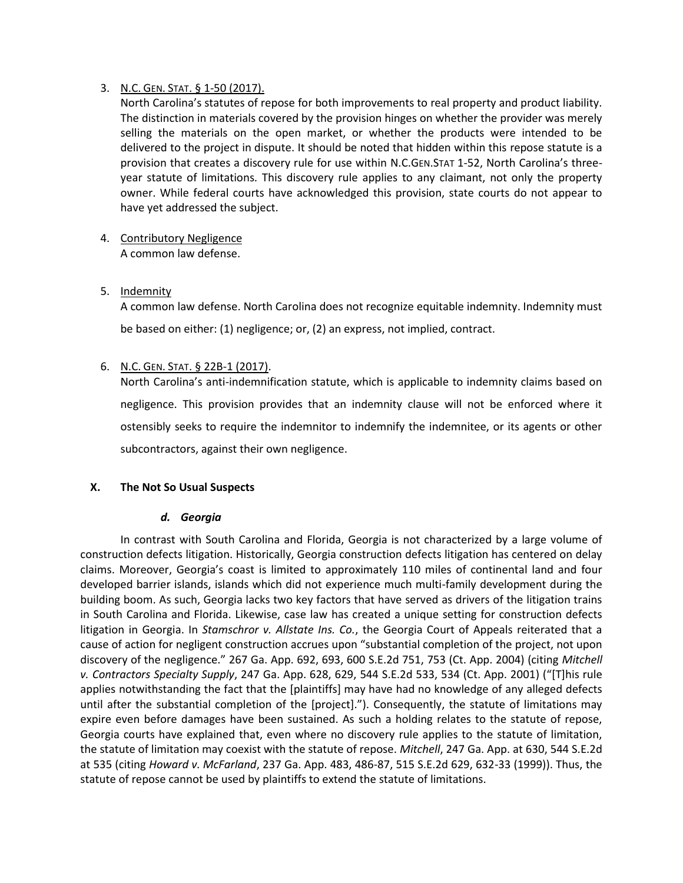3. N.C. GEN. STAT. § 1-50 (2017).
   North Carolina's statutes of repose for both improvements to real property and product liability. The distinction in materials covered by the provision hinges on whether the provider was merely selling the materials on the open market, or whether the products were intended to be delivered to the project in dispute. It should be noted that hidden within this repose statute is a provision that creates a discovery rule for use within N.C.GEN.STAT 1-52, North Carolina's three-year statute of limitations. This discovery rule applies to any claimant, not only the property owner. While federal courts have acknowledged this provision, state courts do not appear to have yet addressed the subject.

4. Contributory Negligence
   A common law defense.

5. Indemnity
   A common law defense. North Carolina does not recognize equitable indemnity. Indemnity must be based on either: (1) negligence; or, (2) an express, not implied, contract.

6. N.C. GEN. STAT. § 22B-1 (2017).
   North Carolina's anti-indemnification statute, which is applicable to indemnity claims based on negligence. This provision provides that an indemnity clause will not be enforced where it ostensibly seeks to require the indemnitor to indemnify the indemnitee, or its agents or other subcontractors, against their own negligence.

## X. The Not So Usual Suspects

### *d. Georgia*

In contrast with South Carolina and Florida, Georgia is not characterized by a large volume of construction defects litigation. Historically, Georgia construction defects litigation has centered on delay claims. Moreover, Georgia's coast is limited to approximately 110 miles of continental land and four developed barrier islands, islands which did not experience much multi-family development during the building boom. As such, Georgia lacks two key factors that have served as drivers of the litigation trains in South Carolina and Florida. Likewise, case law has created a unique setting for construction defects litigation in Georgia. In *Stamschror v. Allstate Ins. Co.*, the Georgia Court of Appeals reiterated that a cause of action for negligent construction accrues upon "substantial completion of the project, not upon discovery of the negligence." 267 Ga. App. 692, 693, 600 S.E.2d 751, 753 (Ct. App. 2004) (citing *Mitchell v. Contractors Specialty Supply*, 247 Ga. App. 628, 629, 544 S.E.2d 533, 534 (Ct. App. 2001) ("[T]his rule applies notwithstanding the fact that the [plaintiffs] may have had no knowledge of any alleged defects until after the substantial completion of the [project]."). Consequently, the statute of limitations may expire even before damages have been sustained. As such a holding relates to the statute of repose, Georgia courts have explained that, even where no discovery rule applies to the statute of limitation, the statute of limitation may coexist with the statute of repose. *Mitchell*, 247 Ga. App. at 630, 544 S.E.2d at 535 (citing *Howard v. McFarland*, 237 Ga. App. 483, 486-87, 515 S.E.2d 629, 632-33 (1999)). Thus, the statute of repose cannot be used by plaintiffs to extend the statute of limitations.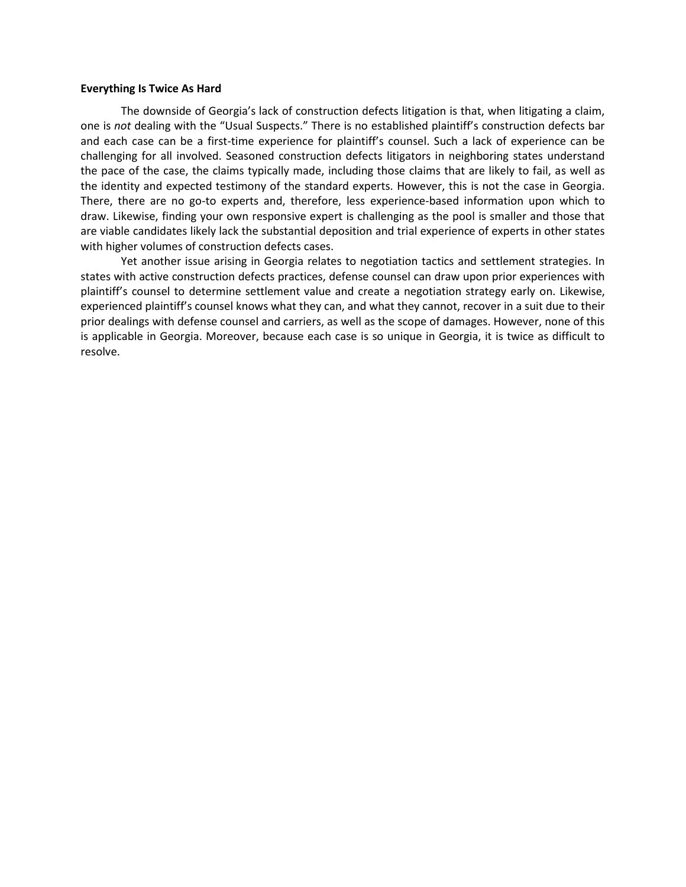**Everything Is Twice As Hard**

The downside of Georgia's lack of construction defects litigation is that, when litigating a claim, one is *not* dealing with the "Usual Suspects." There is no established plaintiff's construction defects bar and each case can be a first-time experience for plaintiff's counsel. Such a lack of experience can be challenging for all involved. Seasoned construction defects litigators in neighboring states understand the pace of the case, the claims typically made, including those claims that are likely to fail, as well as the identity and expected testimony of the standard experts. However, this is not the case in Georgia. There, there are no go-to experts and, therefore, less experience-based information upon which to draw. Likewise, finding your own responsive expert is challenging as the pool is smaller and those that are viable candidates likely lack the substantial deposition and trial experience of experts in other states with higher volumes of construction defects cases.

Yet another issue arising in Georgia relates to negotiation tactics and settlement strategies. In states with active construction defects practices, defense counsel can draw upon prior experiences with plaintiff's counsel to determine settlement value and create a negotiation strategy early on. Likewise, experienced plaintiff's counsel knows what they can, and what they cannot, recover in a suit due to their prior dealings with defense counsel and carriers, as well as the scope of damages. However, none of this is applicable in Georgia. Moreover, because each case is so unique in Georgia, it is twice as difficult to resolve.